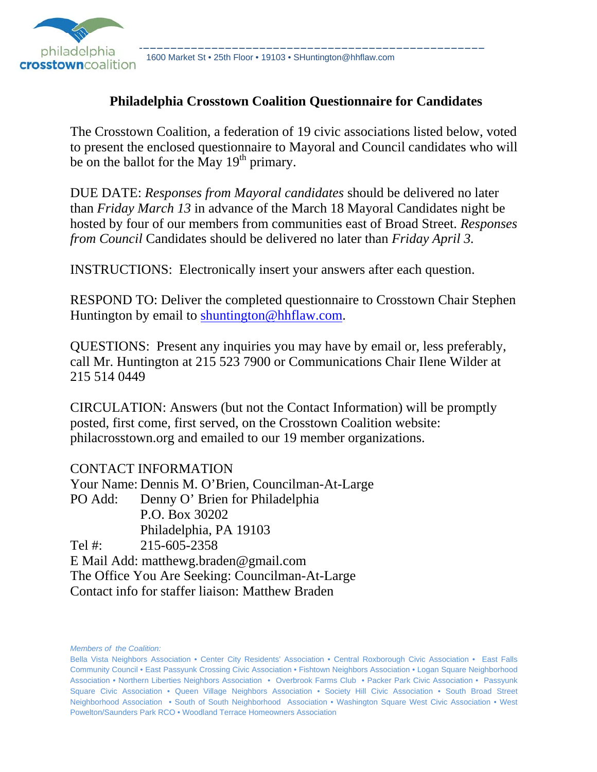philadelphia crosstowncoalition

1600 Market St • 25th Floor • 19103 • SHuntington@hhflaw.com

## Philadelphia Crosstown Coalition Questionnaire for Candidates

The Crosstown Coalition, a federation of 19 civic associations listed below, voted to present the enclosed questionnaire to Mayoral and Council candidates who will be on the ballot for the May 19th primary.

DUE DATE: *Responses from Mayoral candidates* should be delivered no later than *Friday March 13* in advance of the March 18 Mayoral Candidates night be hosted by four of our members from communities east of Broad Street. *Responses from Council* Candidates should be delivered no later than *Friday April 3.*

INSTRUCTIONS: Electronically insert your answers after each question.

RESPOND TO: Deliver the completed questionnaire to Crosstown Chair Stephen Huntington by email to shuntington@hhflaw.com.

QUESTIONS: Present any inquiries you may have by email or, less preferably, call Mr. Huntington at 215 523 7900 or Communications Chair Ilene Wilder at 215 514 0449

CIRCULATION: Answers (but not the Contact Information) will be promptly posted, first come, first served, on the Crosstown Coalition website: philacrosstown.org and emailed to our 19 member organizations.

CONTACT INFORMATION

Your Name: Dennis M. O'Brien, Councilman-At-Large

PO Add: Denny O' Brien for Philadelphia
P.O. Box 30202
Philadelphia, PA 19103

Tel #: 215-605-2358

E Mail Add: matthewg.braden@gmail.com

The Office You Are Seeking: Councilman-At-Large

Contact info for staffer liaison: Matthew Braden

*Members of the Coalition:*

Bella Vista Neighbors Association • Center City Residents' Association • Central Roxborough Civic Association • East Falls Community Council • East Passyunk Crossing Civic Association • Fishtown Neighbors Association • Logan Square Neighborhood Association • Northern Liberties Neighbors Association • Overbrook Farms Club • Packer Park Civic Association • Passyunk Square Civic Association • Queen Village Neighbors Association • Society Hill Civic Association • South Broad Street Neighborhood Association • South of South Neighborhood Association • Washington Square West Civic Association • West Powelton/Saunders Park RCO • Woodland Terrace Homeowners Association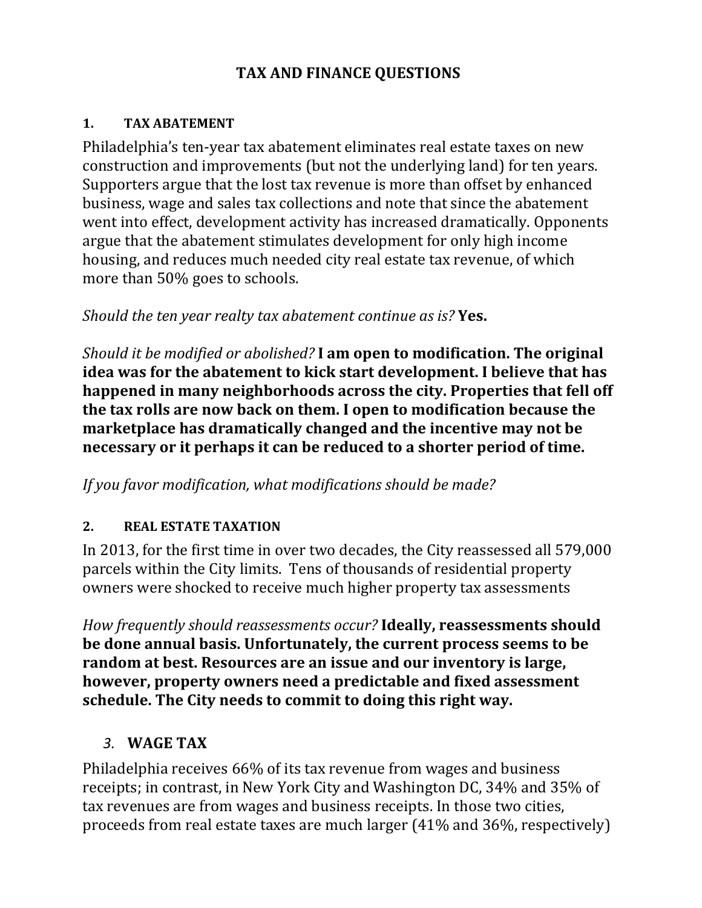# TAX AND FINANCE QUESTIONS

## 1. TAX ABATEMENT

Philadelphia's ten-year tax abatement eliminates real estate taxes on new construction and improvements (but not the underlying land) for ten years. Supporters argue that the lost tax revenue is more than offset by enhanced business, wage and sales tax collections and note that since the abatement went into effect, development activity has increased dramatically. Opponents argue that the abatement stimulates development for only high income housing, and reduces much needed city real estate tax revenue, of which more than 50% goes to schools.

*Should the ten year realty tax abatement continue as is?* **Yes.**

*Should it be modified or abolished?* **I am open to modification. The original idea was for the abatement to kick start development. I believe that has happened in many neighborhoods across the city. Properties that fell off the tax rolls are now back on them. I open to modification because the marketplace has dramatically changed and the incentive may not be necessary or it perhaps it can be reduced to a shorter period of time.**

*If you favor modification, what modifications should be made?*

## 2. REAL ESTATE TAXATION

In 2013, for the first time in over two decades, the City reassessed all 579,000 parcels within the City limits. Tens of thousands of residential property owners were shocked to receive much higher property tax assessments

*How frequently should reassessments occur?* **Ideally, reassessments should be done annual basis. Unfortunately, the current process seems to be random at best. Resources are an issue and our inventory is large, however, property owners need a predictable and fixed assessment schedule. The City needs to commit to doing this right way.**

## 3. WAGE TAX

Philadelphia receives 66% of its tax revenue from wages and business receipts; in contrast, in New York City and Washington DC, 34% and 35% of tax revenues are from wages and business receipts. In those two cities, proceeds from real estate taxes are much larger (41% and 36%, respectively)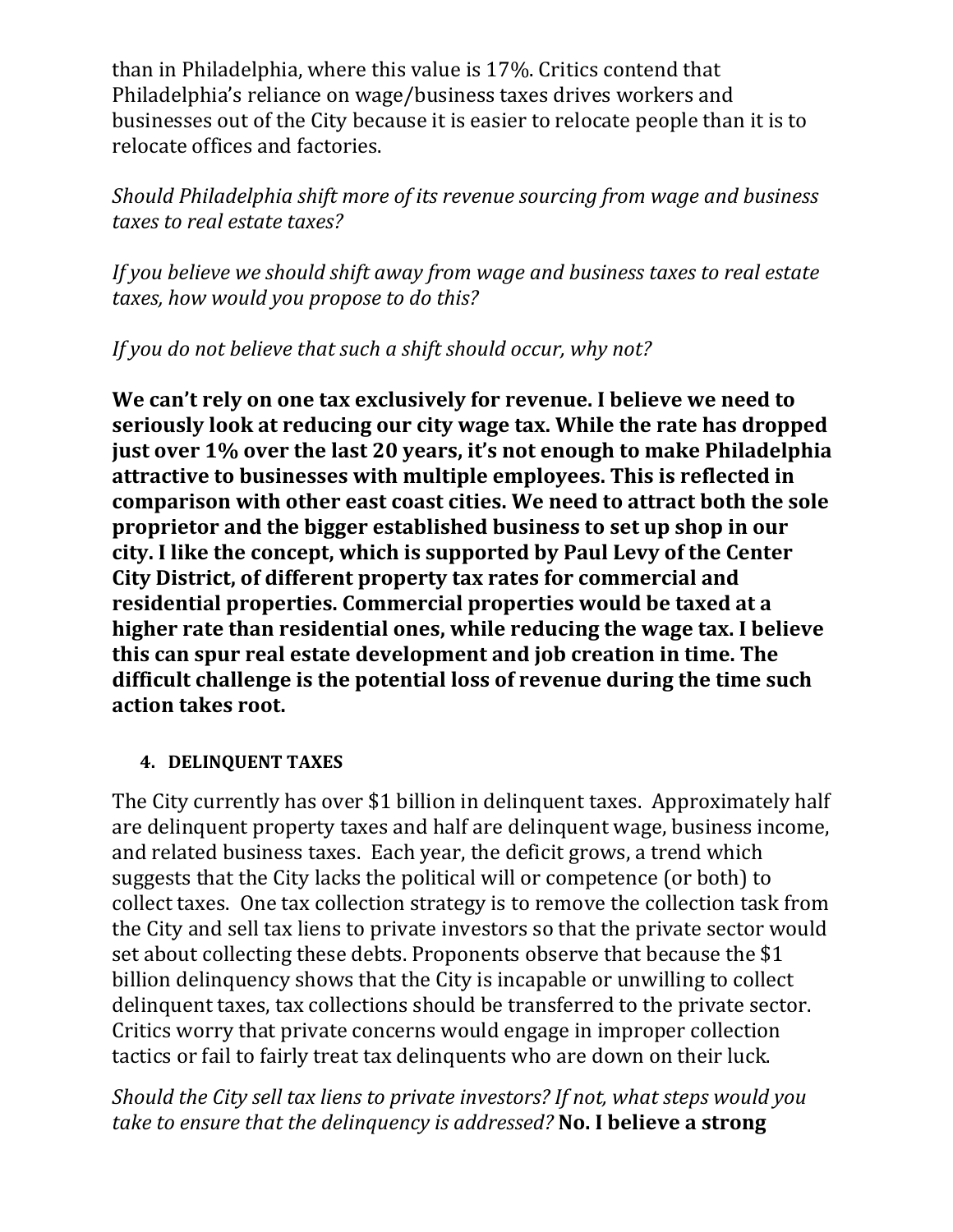than in Philadelphia, where this value is 17%. Critics contend that Philadelphia's reliance on wage/business taxes drives workers and businesses out of the City because it is easier to relocate people than it is to relocate offices and factories.

*Should Philadelphia shift more of its revenue sourcing from wage and business taxes to real estate taxes?*

*If you believe we should shift away from wage and business taxes to real estate taxes, how would you propose to do this?*

*If you do not believe that such a shift should occur, why not?*

**We can't rely on one tax exclusively for revenue. I believe we need to seriously look at reducing our city wage tax. While the rate has dropped just over 1% over the last 20 years, it's not enough to make Philadelphia attractive to businesses with multiple employees. This is reflected in comparison with other east coast cities. We need to attract both the sole proprietor and the bigger established business to set up shop in our city. I like the concept, which is supported by Paul Levy of the Center City District, of different property tax rates for commercial and residential properties. Commercial properties would be taxed at a higher rate than residential ones, while reducing the wage tax. I believe this can spur real estate development and job creation in time. The difficult challenge is the potential loss of revenue during the time such action takes root.**

4. **DELINQUENT TAXES**

The City currently has over $1 billion in delinquent taxes. Approximately half are delinquent property taxes and half are delinquent wage, business income, and related business taxes. Each year, the deficit grows, a trend which suggests that the City lacks the political will or competence (or both) to collect taxes. One tax collection strategy is to remove the collection task from the City and sell tax liens to private investors so that the private sector would set about collecting these debts. Proponents observe that because the $1 billion delinquency shows that the City is incapable or unwilling to collect delinquent taxes, tax collections should be transferred to the private sector. Critics worry that private concerns would engage in improper collection tactics or fail to fairly treat tax delinquents who are down on their luck.

*Should the City sell tax liens to private investors? If not, what steps would you take to ensure that the delinquency is addressed?* **No. I believe a strong**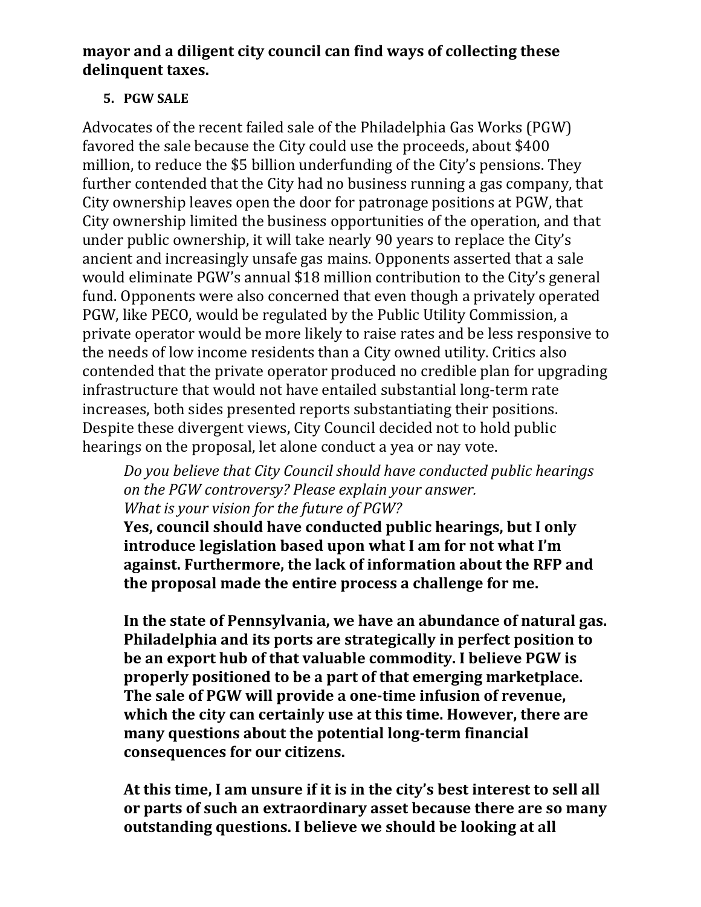**mayor and a diligent city council can find ways of collecting these delinquent taxes.**

5. **PGW SALE**

Advocates of the recent failed sale of the Philadelphia Gas Works (PGW) favored the sale because the City could use the proceeds, about $400 million, to reduce the $5 billion underfunding of the City's pensions. They further contended that the City had no business running a gas company, that City ownership leaves open the door for patronage positions at PGW, that City ownership limited the business opportunities of the operation, and that under public ownership, it will take nearly 90 years to replace the City's ancient and increasingly unsafe gas mains. Opponents asserted that a sale would eliminate PGW's annual $18 million contribution to the City's general fund. Opponents were also concerned that even though a privately operated PGW, like PECO, would be regulated by the Public Utility Commission, a private operator would be more likely to raise rates and be less responsive to the needs of low income residents than a City owned utility. Critics also contended that the private operator produced no credible plan for upgrading infrastructure that would not have entailed substantial long-term rate increases, both sides presented reports substantiating their positions. Despite these divergent views, City Council decided not to hold public hearings on the proposal, let alone conduct a yea or nay vote.

*Do you believe that City Council should have conducted public hearings on the PGW controversy? Please explain your answer.*
*What is your vision for the future of PGW?*

**Yes, council should have conducted public hearings, but I only introduce legislation based upon what I am for not what I'm against. Furthermore, the lack of information about the RFP and the proposal made the entire process a challenge for me.**

**In the state of Pennsylvania, we have an abundance of natural gas. Philadelphia and its ports are strategically in perfect position to be an export hub of that valuable commodity. I believe PGW is properly positioned to be a part of that emerging marketplace. The sale of PGW will provide a one-time infusion of revenue, which the city can certainly use at this time. However, there are many questions about the potential long-term financial consequences for our citizens.**

**At this time, I am unsure if it is in the city's best interest to sell all or parts of such an extraordinary asset because there are so many outstanding questions. I believe we should be looking at all**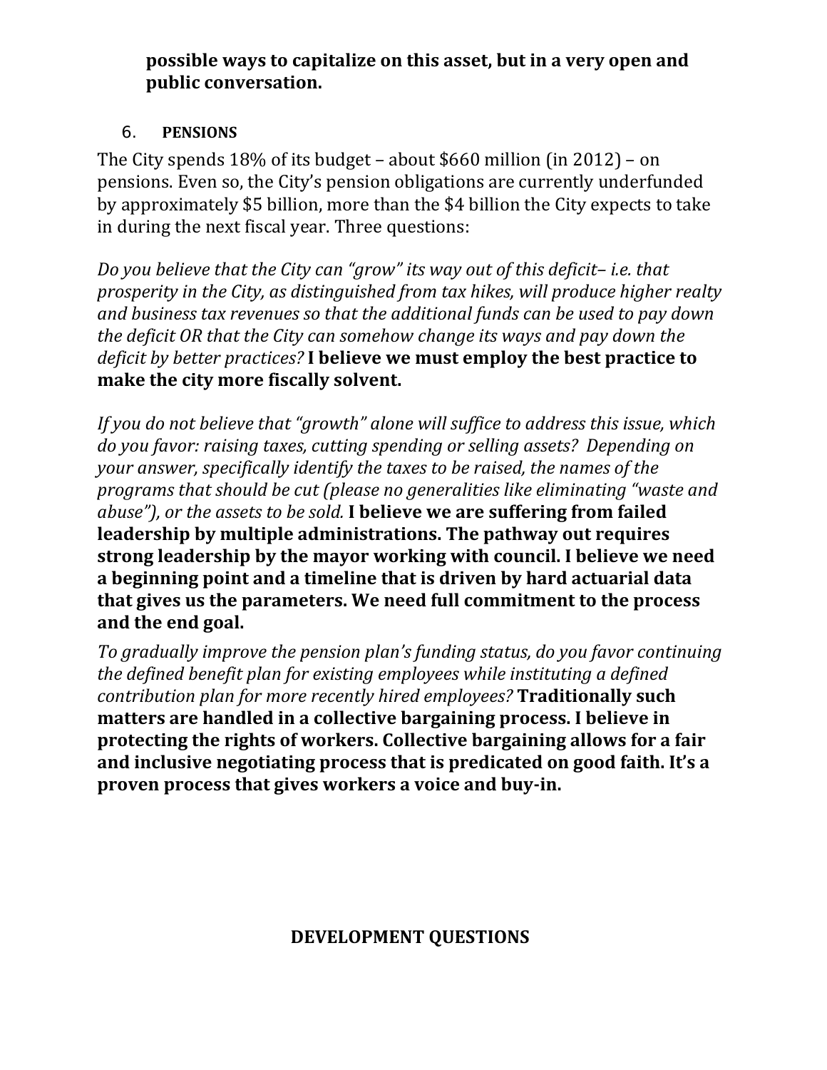**possible ways to capitalize on this asset, but in a very open and public conversation.**

6. **PENSIONS**

The City spends 18% of its budget – about $660 million (in 2012) – on pensions. Even so, the City's pension obligations are currently underfunded by approximately $5 billion, more than the $4 billion the City expects to take in during the next fiscal year. Three questions:

*Do you believe that the City can "grow" its way out of this deficit– i.e. that prosperity in the City, as distinguished from tax hikes, will produce higher realty and business tax revenues so that the additional funds can be used to pay down the deficit OR that the City can somehow change its ways and pay down the deficit by better practices?* **I believe we must employ the best practice to make the city more fiscally solvent.**

*If you do not believe that "growth" alone will suffice to address this issue, which do you favor: raising taxes, cutting spending or selling assets? Depending on your answer, specifically identify the taxes to be raised, the names of the programs that should be cut (please no generalities like eliminating "waste and abuse"), or the assets to be sold.* **I believe we are suffering from failed leadership by multiple administrations. The pathway out requires strong leadership by the mayor working with council. I believe we need a beginning point and a timeline that is driven by hard actuarial data that gives us the parameters. We need full commitment to the process and the end goal.**

*To gradually improve the pension plan's funding status, do you favor continuing the defined benefit plan for existing employees while instituting a defined contribution plan for more recently hired employees?* **Traditionally such matters are handled in a collective bargaining process. I believe in protecting the rights of workers. Collective bargaining allows for a fair and inclusive negotiating process that is predicated on good faith. It's a proven process that gives workers a voice and buy-in.**

## DEVELOPMENT QUESTIONS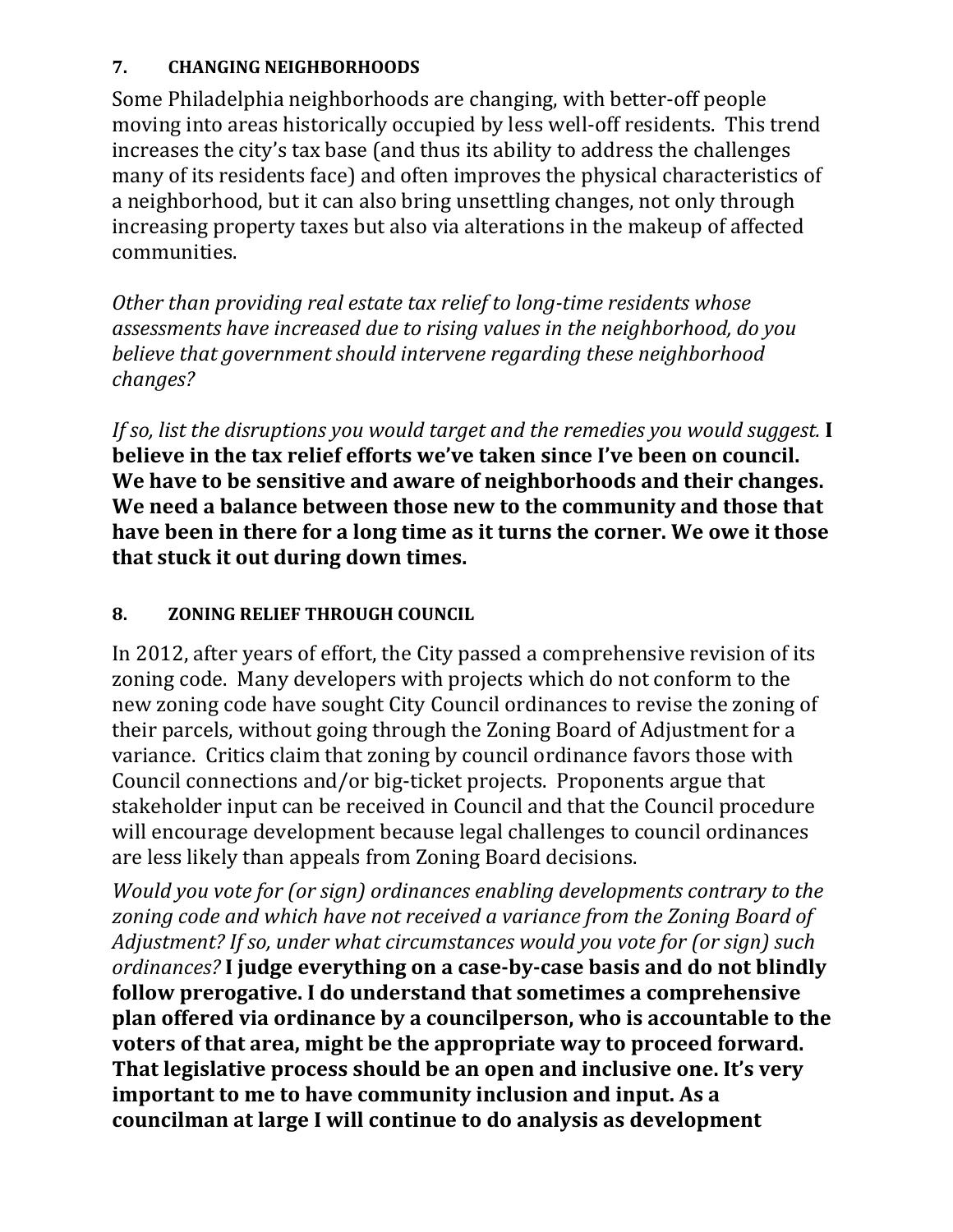### 7. CHANGING NEIGHBORHOODS

Some Philadelphia neighborhoods are changing, with better-off people moving into areas historically occupied by less well-off residents. This trend increases the city's tax base (and thus its ability to address the challenges many of its residents face) and often improves the physical characteristics of a neighborhood, but it can also bring unsettling changes, not only through increasing property taxes but also via alterations in the makeup of affected communities.

*Other than providing real estate tax relief to long-time residents whose assessments have increased due to rising values in the neighborhood, do you believe that government should intervene regarding these neighborhood changes?*

*If so, list the disruptions you would target and the remedies you would suggest.* **I believe in the tax relief efforts we've taken since I've been on council. We have to be sensitive and aware of neighborhoods and their changes. We need a balance between those new to the community and those that have been in there for a long time as it turns the corner. We owe it those that stuck it out during down times.**

### 8. ZONING RELIEF THROUGH COUNCIL

In 2012, after years of effort, the City passed a comprehensive revision of its zoning code. Many developers with projects which do not conform to the new zoning code have sought City Council ordinances to revise the zoning of their parcels, without going through the Zoning Board of Adjustment for a variance. Critics claim that zoning by council ordinance favors those with Council connections and/or big-ticket projects. Proponents argue that stakeholder input can be received in Council and that the Council procedure will encourage development because legal challenges to council ordinances are less likely than appeals from Zoning Board decisions.

*Would you vote for (or sign) ordinances enabling developments contrary to the zoning code and which have not received a variance from the Zoning Board of Adjustment? If so, under what circumstances would you vote for (or sign) such ordinances?* **I judge everything on a case-by-case basis and do not blindly follow prerogative. I do understand that sometimes a comprehensive plan offered via ordinance by a councilperson, who is accountable to the voters of that area, might be the appropriate way to proceed forward. That legislative process should be an open and inclusive one. It's very important to me to have community inclusion and input. As a councilman at large I will continue to do analysis as development**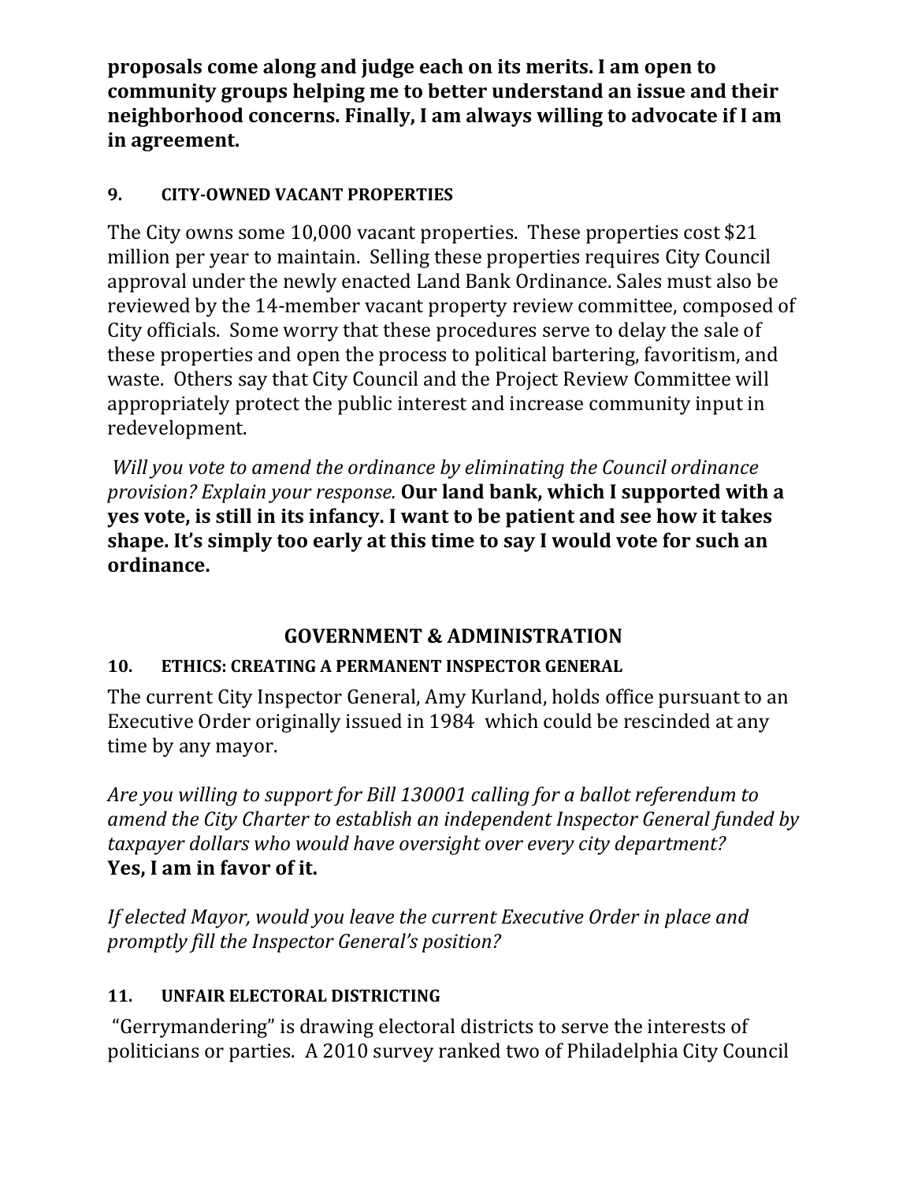**proposals come along and judge each on its merits. I am open to community groups helping me to better understand an issue and their neighborhood concerns. Finally, I am always willing to advocate if I am in agreement.**

### 9. CITY-OWNED VACANT PROPERTIES

The City owns some 10,000 vacant properties. These properties cost $21 million per year to maintain. Selling these properties requires City Council approval under the newly enacted Land Bank Ordinance. Sales must also be reviewed by the 14-member vacant property review committee, composed of City officials. Some worry that these procedures serve to delay the sale of these properties and open the process to political bartering, favoritism, and waste. Others say that City Council and the Project Review Committee will appropriately protect the public interest and increase community input in redevelopment.

*Will you vote to amend the ordinance by eliminating the Council ordinance provision? Explain your response.* **Our land bank, which I supported with a yes vote, is still in its infancy. I want to be patient and see how it takes shape. It's simply too early at this time to say I would vote for such an ordinance.**

## GOVERNMENT & ADMINISTRATION

### 10. ETHICS: CREATING A PERMANENT INSPECTOR GENERAL

The current City Inspector General, Amy Kurland, holds office pursuant to an Executive Order originally issued in 1984 which could be rescinded at any time by any mayor.

*Are you willing to support for Bill 130001 calling for a ballot referendum to amend the City Charter to establish an independent Inspector General funded by taxpayer dollars who would have oversight over every city department?*
**Yes, I am in favor of it.**

*If elected Mayor, would you leave the current Executive Order in place and promptly fill the Inspector General's position?*

### 11. UNFAIR ELECTORAL DISTRICTING

"Gerrymandering" is drawing electoral districts to serve the interests of politicians or parties. A 2010 survey ranked two of Philadelphia City Council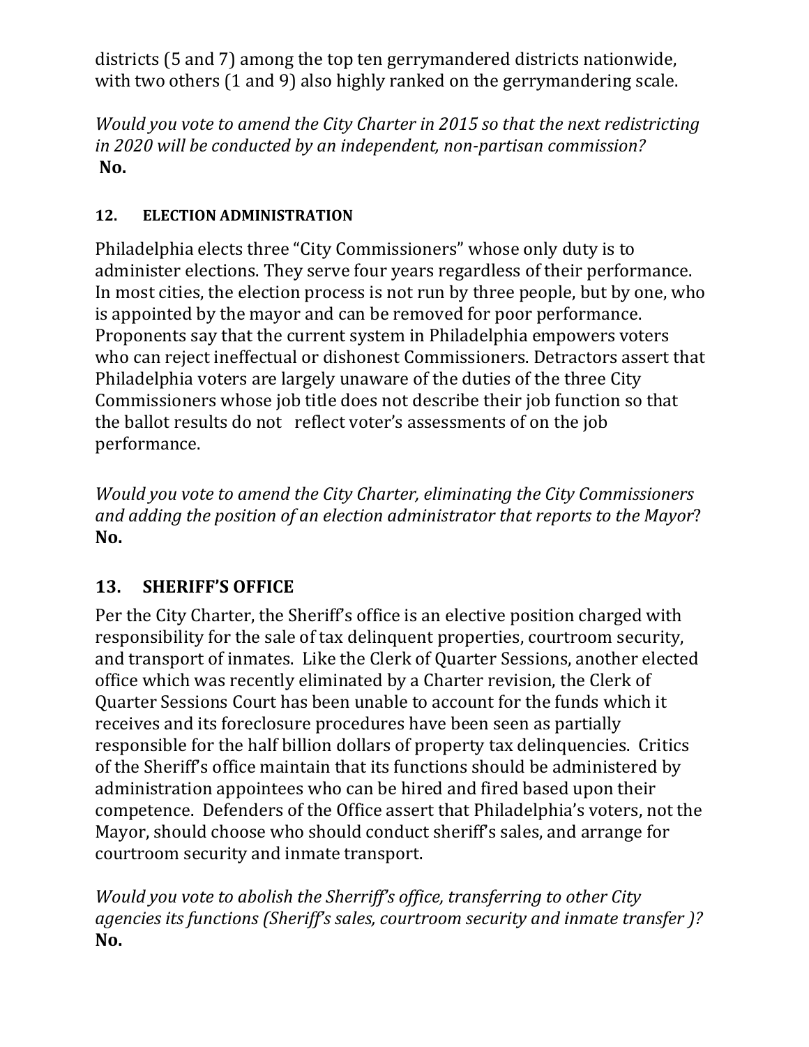districts (5 and 7) among the top ten gerrymandered districts nationwide, with two others (1 and 9) also highly ranked on the gerrymandering scale.

*Would you vote to amend the City Charter in 2015 so that the next redistricting in 2020 will be conducted by an independent, non-partisan commission?*
**No.**

#### 12. ELECTION ADMINISTRATION

Philadelphia elects three "City Commissioners" whose only duty is to administer elections. They serve four years regardless of their performance. In most cities, the election process is not run by three people, but by one, who is appointed by the mayor and can be removed for poor performance. Proponents say that the current system in Philadelphia empowers voters who can reject ineffectual or dishonest Commissioners. Detractors assert that Philadelphia voters are largely unaware of the duties of the three City Commissioners whose job title does not describe their job function so that the ballot results do not reflect voter's assessments of on the job performance.

*Would you vote to amend the City Charter, eliminating the City Commissioners and adding the position of an election administrator that reports to the Mayor*?
**No.**

### 13. SHERIFF'S OFFICE

Per the City Charter, the Sheriff's office is an elective position charged with responsibility for the sale of tax delinquent properties, courtroom security, and transport of inmates. Like the Clerk of Quarter Sessions, another elected office which was recently eliminated by a Charter revision, the Clerk of Quarter Sessions Court has been unable to account for the funds which it receives and its foreclosure procedures have been seen as partially responsible for the half billion dollars of property tax delinquencies. Critics of the Sheriff's office maintain that its functions should be administered by administration appointees who can be hired and fired based upon their competence. Defenders of the Office assert that Philadelphia's voters, not the Mayor, should choose who should conduct sheriff's sales, and arrange for courtroom security and inmate transport.

*Would you vote to abolish the Sherriff's office, transferring to other City agencies its functions (Sheriff's sales, courtroom security and inmate transfer )?*
**No.**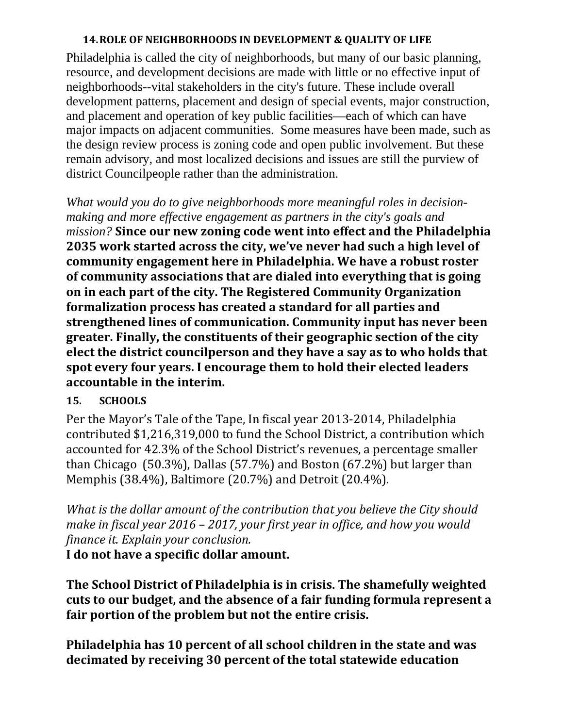### 14. ROLE OF NEIGHBORHOODS IN DEVELOPMENT & QUALITY OF LIFE

Philadelphia is called the city of neighborhoods, but many of our basic planning, resource, and development decisions are made with little or no effective input of neighborhoods--vital stakeholders in the city's future. These include overall development patterns, placement and design of special events, major construction, and placement and operation of key public facilities—each of which can have major impacts on adjacent communities. Some measures have been made, such as the design review process is zoning code and open public involvement. But these remain advisory, and most localized decisions and issues are still the purview of district Councilpeople rather than the administration.

*What would you do to give neighborhoods more meaningful roles in decision-making and more effective engagement as partners in the city's goals and mission?* **Since our new zoning code went into effect and the Philadelphia 2035 work started across the city, we've never had such a high level of community engagement here in Philadelphia. We have a robust roster of community associations that are dialed into everything that is going on in each part of the city. The Registered Community Organization formalization process has created a standard for all parties and strengthened lines of communication. Community input has never been greater. Finally, the constituents of their geographic section of the city elect the district councilperson and they have a say as to who holds that spot every four years. I encourage them to hold their elected leaders accountable in the interim.**

### 15. SCHOOLS

Per the Mayor's Tale of the Tape, In fiscal year 2013-2014, Philadelphia contributed $1,216,319,000 to fund the School District, a contribution which accounted for 42.3% of the School District's revenues, a percentage smaller than Chicago (50.3%), Dallas (57.7%) and Boston (67.2%) but larger than Memphis (38.4%), Baltimore (20.7%) and Detroit (20.4%).

*What is the dollar amount of the contribution that you believe the City should make in fiscal year 2016 – 2017, your first year in office, and how you would finance it. Explain your conclusion.*

**I do not have a specific dollar amount.**

**The School District of Philadelphia is in crisis. The shamefully weighted cuts to our budget, and the absence of a fair funding formula represent a fair portion of the problem but not the entire crisis.**

**Philadelphia has 10 percent of all school children in the state and was decimated by receiving 30 percent of the total statewide education**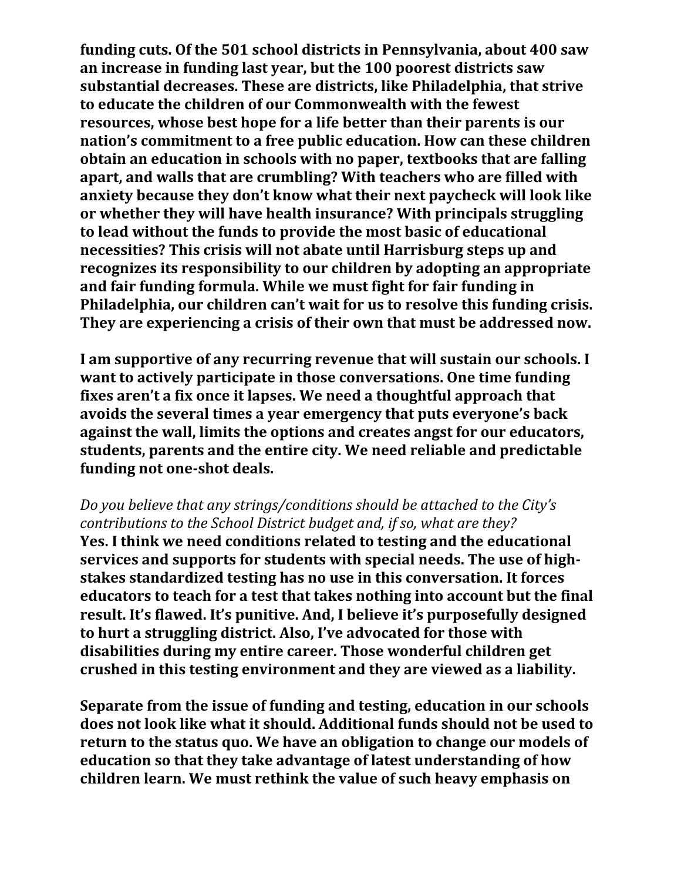**funding cuts. Of the 501 school districts in Pennsylvania, about 400 saw an increase in funding last year, but the 100 poorest districts saw substantial decreases. These are districts, like Philadelphia, that strive to educate the children of our Commonwealth with the fewest resources, whose best hope for a life better than their parents is our nation's commitment to a free public education. How can these children obtain an education in schools with no paper, textbooks that are falling apart, and walls that are crumbling? With teachers who are filled with anxiety because they don't know what their next paycheck will look like or whether they will have health insurance? With principals struggling to lead without the funds to provide the most basic of educational necessities? This crisis will not abate until Harrisburg steps up and recognizes its responsibility to our children by adopting an appropriate and fair funding formula. While we must fight for fair funding in Philadelphia, our children can't wait for us to resolve this funding crisis. They are experiencing a crisis of their own that must be addressed now.**

**I am supportive of any recurring revenue that will sustain our schools. I want to actively participate in those conversations. One time funding fixes aren't a fix once it lapses. We need a thoughtful approach that avoids the several times a year emergency that puts everyone's back against the wall, limits the options and creates angst for our educators, students, parents and the entire city. We need reliable and predictable funding not one-shot deals.**

*Do you believe that any strings/conditions should be attached to the City's contributions to the School District budget and, if so, what are they?*
**Yes. I think we need conditions related to testing and the educational services and supports for students with special needs. The use of high-stakes standardized testing has no use in this conversation. It forces educators to teach for a test that takes nothing into account but the final result. It's flawed. It's punitive. And, I believe it's purposefully designed to hurt a struggling district. Also, I've advocated for those with disabilities during my entire career. Those wonderful children get crushed in this testing environment and they are viewed as a liability.**

**Separate from the issue of funding and testing, education in our schools does not look like what it should. Additional funds should not be used to return to the status quo. We have an obligation to change our models of education so that they take advantage of latest understanding of how children learn. We must rethink the value of such heavy emphasis on**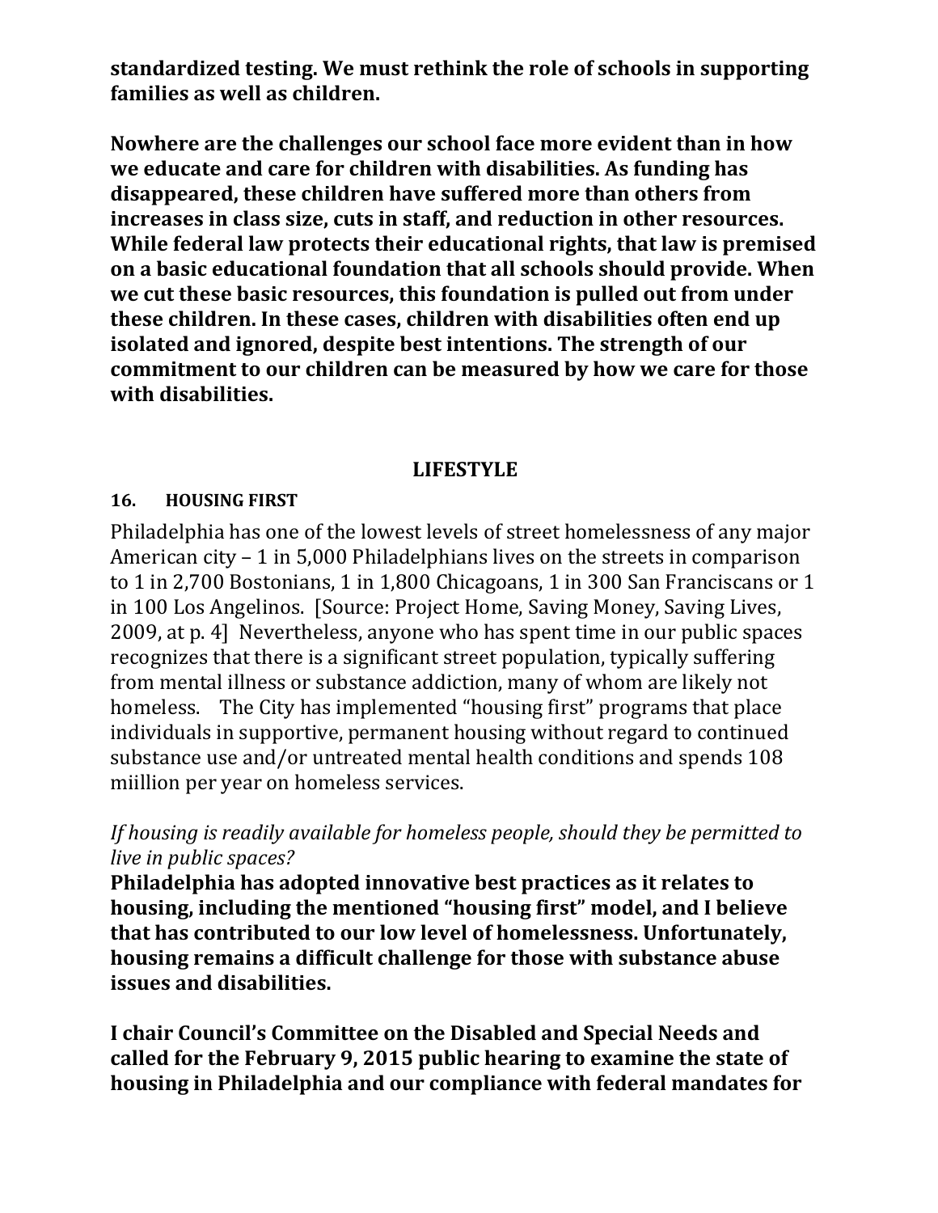**standardized testing. We must rethink the role of schools in supporting families as well as children.**

**Nowhere are the challenges our school face more evident than in how we educate and care for children with disabilities. As funding has disappeared, these children have suffered more than others from increases in class size, cuts in staff, and reduction in other resources. While federal law protects their educational rights, that law is premised on a basic educational foundation that all schools should provide. When we cut these basic resources, this foundation is pulled out from under these children. In these cases, children with disabilities often end up isolated and ignored, despite best intentions. The strength of our commitment to our children can be measured by how we care for those with disabilities.**

## LIFESTYLE

### 16. HOUSING FIRST

Philadelphia has one of the lowest levels of street homelessness of any major American city – 1 in 5,000 Philadelphians lives on the streets in comparison to 1 in 2,700 Bostonians, 1 in 1,800 Chicagoans, 1 in 300 San Franciscans or 1 in 100 Los Angelinos. [Source: Project Home, Saving Money, Saving Lives, 2009, at p. 4] Nevertheless, anyone who has spent time in our public spaces recognizes that there is a significant street population, typically suffering from mental illness or substance addiction, many of whom are likely not homeless. The City has implemented "housing first" programs that place individuals in supportive, permanent housing without regard to continued substance use and/or untreated mental health conditions and spends 108 miillion per year on homeless services.

*If housing is readily available for homeless people, should they be permitted to live in public spaces?*

**Philadelphia has adopted innovative best practices as it relates to housing, including the mentioned "housing first" model, and I believe that has contributed to our low level of homelessness. Unfortunately, housing remains a difficult challenge for those with substance abuse issues and disabilities.**

**I chair Council's Committee on the Disabled and Special Needs and called for the February 9, 2015 public hearing to examine the state of housing in Philadelphia and our compliance with federal mandates for**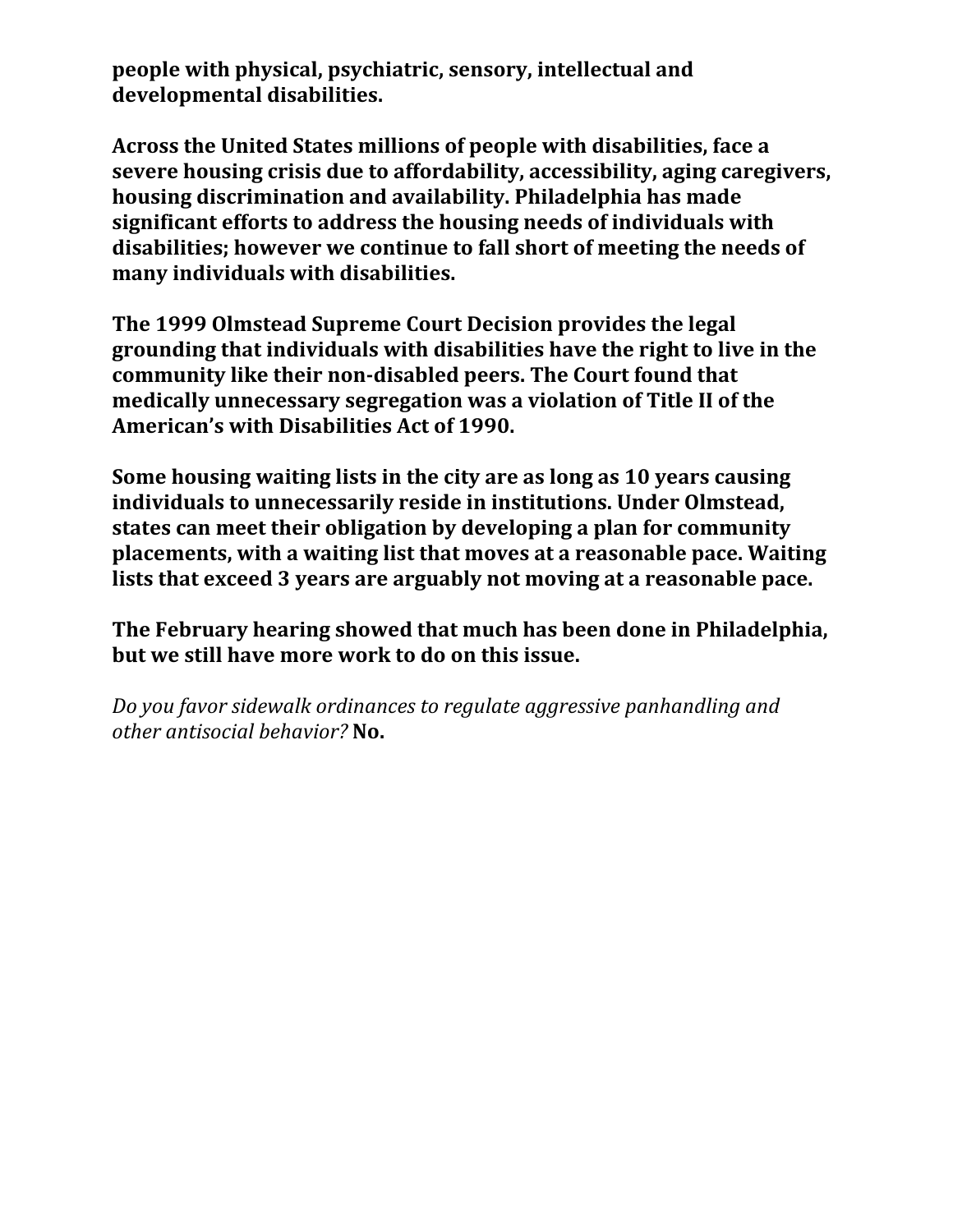**people with physical, psychiatric, sensory, intellectual and developmental disabilities.**

**Across the United States millions of people with disabilities, face a severe housing crisis due to affordability, accessibility, aging caregivers, housing discrimination and availability. Philadelphia has made significant efforts to address the housing needs of individuals with disabilities; however we continue to fall short of meeting the needs of many individuals with disabilities.**

**The 1999 Olmstead Supreme Court Decision provides the legal grounding that individuals with disabilities have the right to live in the community like their non-disabled peers. The Court found that medically unnecessary segregation was a violation of Title II of the American's with Disabilities Act of 1990.**

**Some housing waiting lists in the city are as long as 10 years causing individuals to unnecessarily reside in institutions. Under Olmstead, states can meet their obligation by developing a plan for community placements, with a waiting list that moves at a reasonable pace. Waiting lists that exceed 3 years are arguably not moving at a reasonable pace.**

**The February hearing showed that much has been done in Philadelphia, but we still have more work to do on this issue.**

*Do you favor sidewalk ordinances to regulate aggressive panhandling and other antisocial behavior?* **No.**